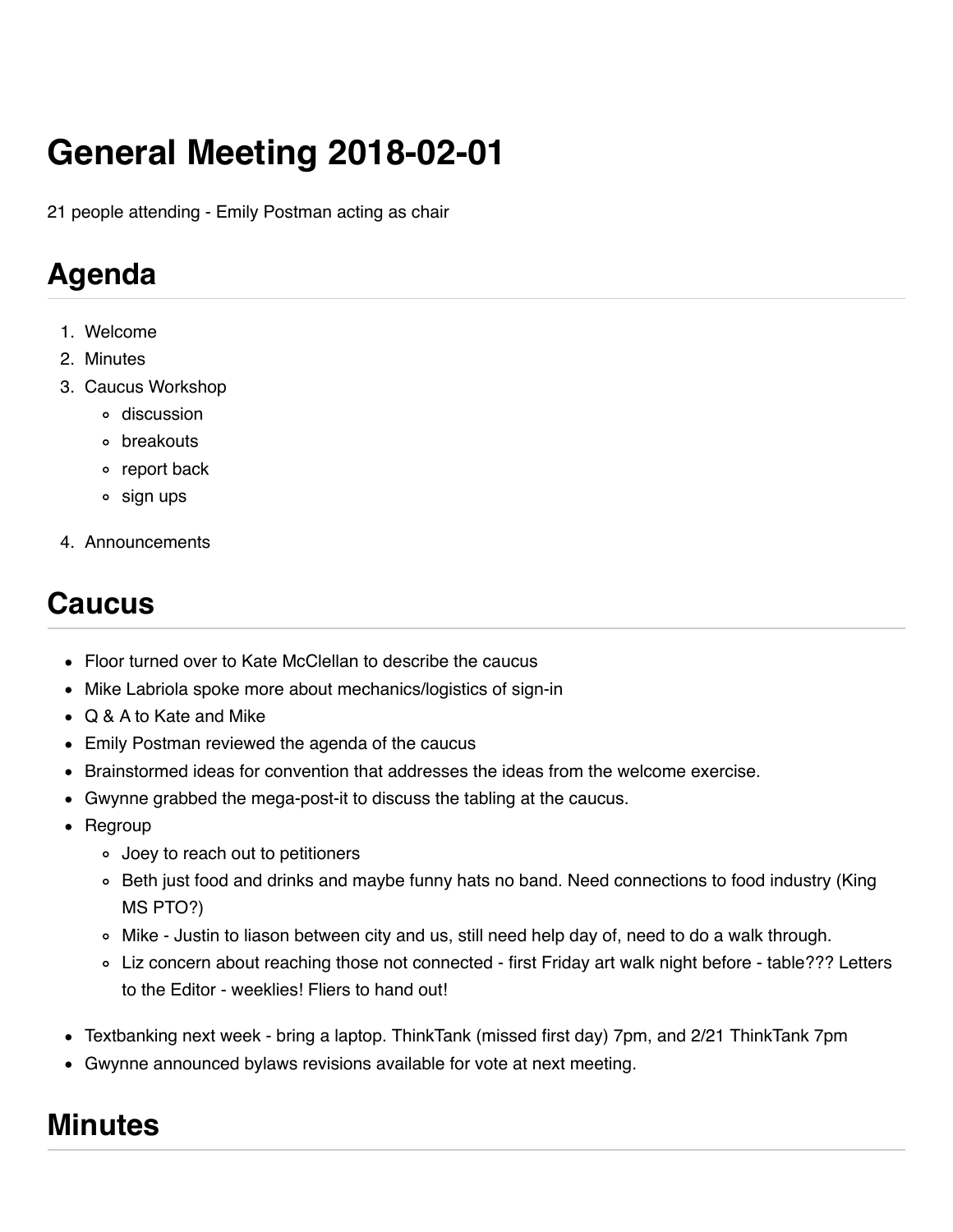# General Meeting 2018-02-01

21 people attending - Emily Postman acting as chair

## Agenda

1. Welcome
2. Minutes
3. Caucus Workshop
   - discussion
   - breakouts
   - report back
   - sign ups
4. Announcements

## Caucus

- Floor turned over to Kate McClellan to describe the caucus
- Mike Labriola spoke more about mechanics/logistics of sign-in
- Q & A to Kate and Mike
- Emily Postman reviewed the agenda of the caucus
- Brainstormed ideas for convention that addresses the ideas from the welcome exercise.
- Gwynne grabbed the mega-post-it to discuss the tabling at the caucus.
- Regroup
  - Joey to reach out to petitioners
  - Beth just food and drinks and maybe funny hats no band. Need connections to food industry (King MS PTO?)
  - Mike - Justin to liason between city and us, still need help day of, need to do a walk through.
  - Liz concern about reaching those not connected - first Friday art walk night before - table??? Letters to the Editor - weeklies! Fliers to hand out!
- Textbanking next week - bring a laptop. ThinkTank (missed first day) 7pm, and 2/21 ThinkTank 7pm
- Gwynne announced bylaws revisions available for vote at next meeting.

## Minutes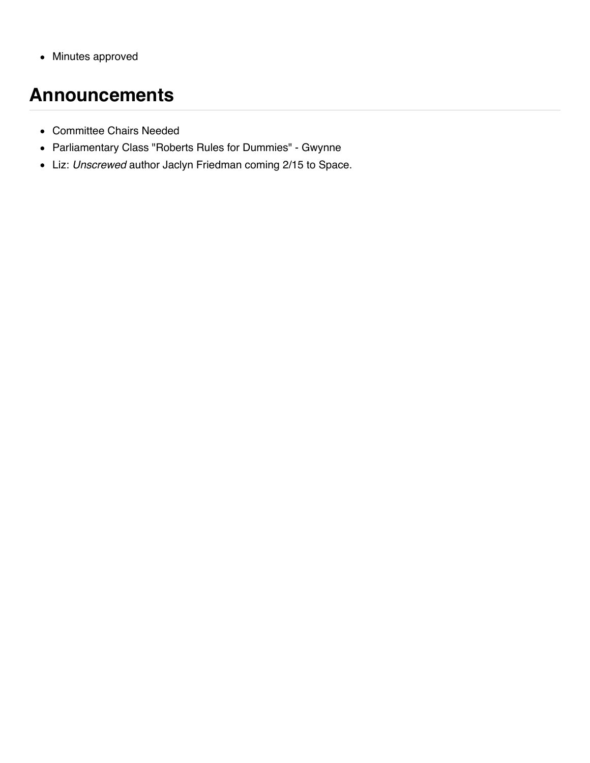- Minutes approved

## Announcements

- Committee Chairs Needed
- Parliamentary Class "Roberts Rules for Dummies" - Gwynne
- Liz: *Unscrewed* author Jaclyn Friedman coming 2/15 to Space.